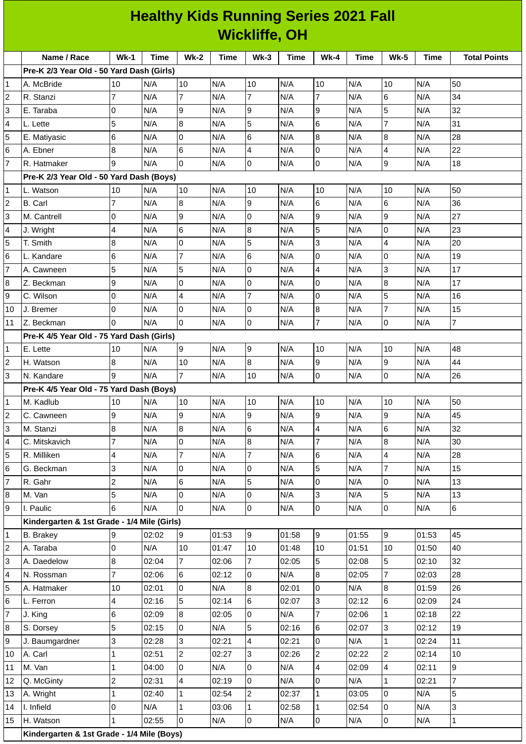# Healthy Kids Running Series 2021 Fall
## Wickliffe, OH

| | Name / Race | Wk-1 | Time | Wk-2 | Time | Wk-3 | Time | Wk-4 | Time | Wk-5 | Time | Total Points |
|---|---|---|---|---|---|---|---|---|---|---|---|---|
| | **Pre-K 2/3 Year Old - 50 Yard Dash (Girls)** | | | | | | | | | | | |
| 1 | A. McBride | 10 | N/A | 10 | N/A | 10 | N/A | 10 | N/A | 10 | N/A | 50 |
| 2 | R. Stanzi | 7 | N/A | 7 | N/A | 7 | N/A | 7 | N/A | 6 | N/A | 34 |
| 3 | E. Taraba | 0 | N/A | 9 | N/A | 9 | N/A | 9 | N/A | 5 | N/A | 32 |
| 4 | L. Lette | 5 | N/A | 8 | N/A | 5 | N/A | 6 | N/A | 7 | N/A | 31 |
| 5 | E. Matiyasic | 6 | N/A | 0 | N/A | 6 | N/A | 8 | N/A | 8 | N/A | 28 |
| 6 | A. Ebner | 8 | N/A | 6 | N/A | 4 | N/A | 0 | N/A | 4 | N/A | 22 |
| 7 | R. Hatmaker | 9 | N/A | 0 | N/A | 0 | N/A | 0 | N/A | 9 | N/A | 18 |
| | **Pre-K 2/3 Year Old - 50 Yard Dash (Boys)** | | | | | | | | | | | |
| 1 | L. Watson | 10 | N/A | 10 | N/A | 10 | N/A | 10 | N/A | 10 | N/A | 50 |
| 2 | B. Carl | 7 | N/A | 8 | N/A | 9 | N/A | 6 | N/A | 6 | N/A | 36 |
| 3 | M. Cantrell | 0 | N/A | 9 | N/A | 0 | N/A | 9 | N/A | 9 | N/A | 27 |
| 4 | J. Wright | 4 | N/A | 6 | N/A | 8 | N/A | 5 | N/A | 0 | N/A | 23 |
| 5 | T. Smith | 8 | N/A | 0 | N/A | 5 | N/A | 3 | N/A | 4 | N/A | 20 |
| 6 | L. Kandare | 6 | N/A | 7 | N/A | 6 | N/A | 0 | N/A | 0 | N/A | 19 |
| 7 | A. Cawneen | 5 | N/A | 5 | N/A | 0 | N/A | 4 | N/A | 3 | N/A | 17 |
| 8 | Z. Beckman | 9 | N/A | 0 | N/A | 0 | N/A | 0 | N/A | 8 | N/A | 17 |
| 9 | C. Wilson | 0 | N/A | 4 | N/A | 7 | N/A | 0 | N/A | 5 | N/A | 16 |
| 10 | J. Bremer | 0 | N/A | 0 | N/A | 0 | N/A | 8 | N/A | 7 | N/A | 15 |
| 11 | Z. Beckman | 0 | N/A | 0 | N/A | 0 | N/A | 7 | N/A | 0 | N/A | 7 |
| | **Pre-K 4/5 Year Old - 75 Yard Dash (Girls)** | | | | | | | | | | | |
| 1 | E. Lette | 10 | N/A | 9 | N/A | 9 | N/A | 10 | N/A | 10 | N/A | 48 |
| 2 | H. Watson | 8 | N/A | 10 | N/A | 8 | N/A | 9 | N/A | 9 | N/A | 44 |
| 3 | N. Kandare | 9 | N/A | 7 | N/A | 10 | N/A | 0 | N/A | 0 | N/A | 26 |
| | **Pre-K 4/5 Year Old - 75 Yard Dash (Boys)** | | | | | | | | | | | |
| 1 | M. Kadlub | 10 | N/A | 10 | N/A | 10 | N/A | 10 | N/A | 10 | N/A | 50 |
| 2 | C. Cawneen | 9 | N/A | 9 | N/A | 9 | N/A | 9 | N/A | 9 | N/A | 45 |
| 3 | M. Stanzi | 8 | N/A | 8 | N/A | 6 | N/A | 4 | N/A | 6 | N/A | 32 |
| 4 | C. Mitskavich | 7 | N/A | 0 | N/A | 8 | N/A | 7 | N/A | 8 | N/A | 30 |
| 5 | R. Milliken | 4 | N/A | 7 | N/A | 7 | N/A | 6 | N/A | 4 | N/A | 28 |
| 6 | G. Beckman | 3 | N/A | 0 | N/A | 0 | N/A | 5 | N/A | 7 | N/A | 15 |
| 7 | R. Gahr | 2 | N/A | 6 | N/A | 5 | N/A | 0 | N/A | 0 | N/A | 13 |
| 8 | M. Van | 5 | N/A | 0 | N/A | 0 | N/A | 3 | N/A | 5 | N/A | 13 |
| 9 | I. Paulic | 6 | N/A | 0 | N/A | 0 | N/A | 0 | N/A | 0 | N/A | 6 |
| | **Kindergarten & 1st Grade - 1/4 Mile (Girls)** | | | | | | | | | | | |
| 1 | B. Brakey | 9 | 02:02 | 9 | 01:53 | 9 | 01:58 | 9 | 01:55 | 9 | 01:53 | 45 |
| 2 | A. Taraba | 0 | N/A | 10 | 01:47 | 10 | 01:48 | 10 | 01:51 | 10 | 01:50 | 40 |
| 3 | A. Daedelow | 8 | 02:04 | 7 | 02:06 | 7 | 02:05 | 5 | 02:08 | 5 | 02:10 | 32 |
| 4 | N. Rossman | 7 | 02:06 | 6 | 02:12 | 0 | N/A | 8 | 02:05 | 7 | 02:03 | 28 |
| 5 | A. Hatmaker | 10 | 02:01 | 0 | N/A | 8 | 02:01 | 0 | N/A | 8 | 01:59 | 26 |
| 6 | L. Ferron | 4 | 02:16 | 5 | 02:14 | 6 | 02:07 | 3 | 02:12 | 6 | 02:09 | 24 |
| 7 | J. King | 6 | 02:09 | 8 | 02:05 | 0 | N/A | 7 | 02:06 | 1 | 02:18 | 22 |
| 8 | S. Dorsey | 5 | 02:15 | 0 | N/A | 5 | 02:16 | 6 | 02:07 | 3 | 02:12 | 19 |
| 9 | J. Baumgardner | 3 | 02:28 | 3 | 02:21 | 4 | 02:21 | 0 | N/A | 1 | 02:24 | 11 |
| 10 | A. Carl | 1 | 02:51 | 2 | 02:27 | 3 | 02:26 | 2 | 02:22 | 2 | 02:14 | 10 |
| 11 | M. Van | 1 | 04:00 | 0 | N/A | 0 | N/A | 4 | 02:09 | 4 | 02:11 | 9 |
| 12 | Q. McGinty | 2 | 02:31 | 4 | 02:19 | 0 | N/A | 0 | N/A | 1 | 02:21 | 7 |
| 13 | A. Wright | 1 | 02:40 | 1 | 02:54 | 2 | 02:37 | 1 | 03:05 | 0 | N/A | 5 |
| 14 | I. Infield | 0 | N/A | 1 | 03:06 | 1 | 02:58 | 1 | 02:54 | 0 | N/A | 3 |
| 15 | H. Watson | 1 | 02:55 | 0 | N/A | 0 | N/A | 0 | N/A | 0 | N/A | 1 |
| | **Kindergarten & 1st Grade - 1/4 Mile (Boys)** | | | | | | | | | | | |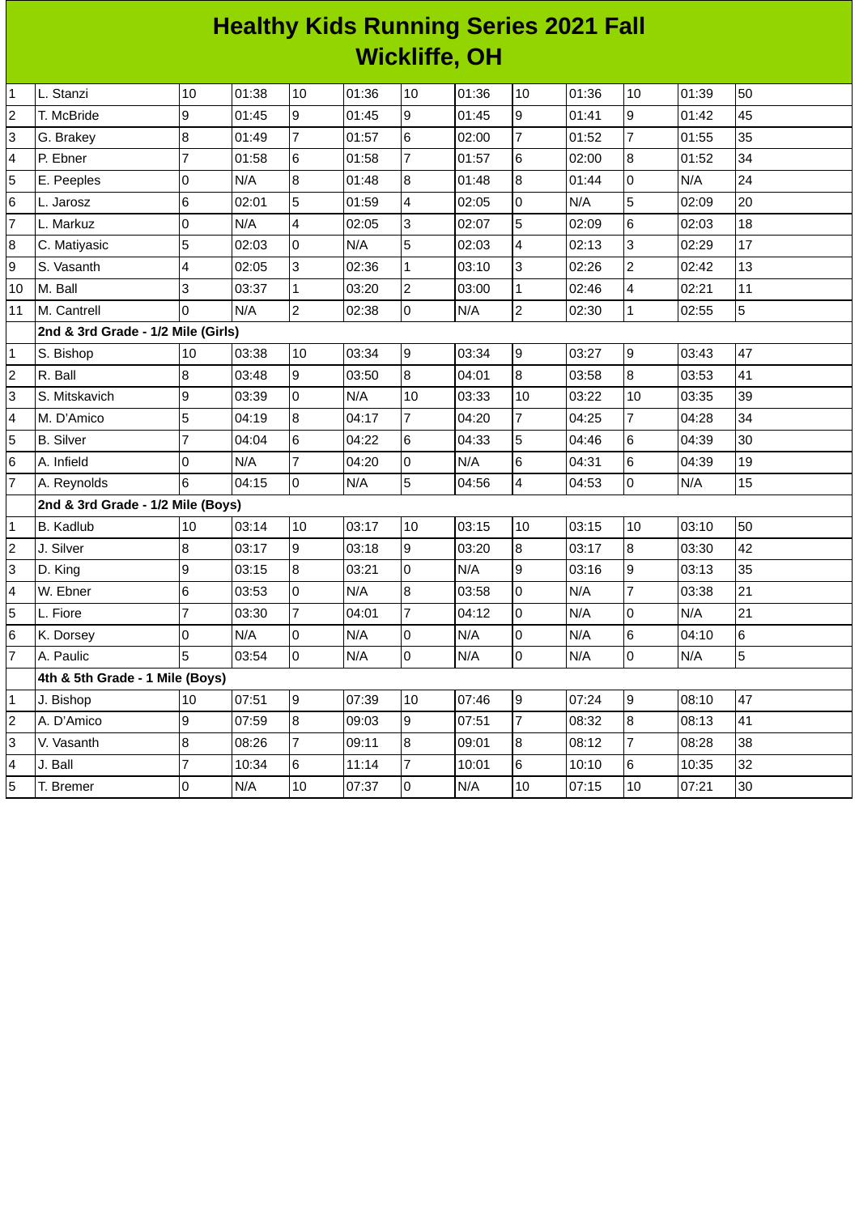# Healthy Kids Running Series 2021 Fall
## Wickliffe, OH

| | | | | | | | | | | | | |
|---|---|---|---|---|---|---|---|---|---|---|---|---|
| 1 | L. Stanzi | 10 | 01:38 | 10 | 01:36 | 10 | 01:36 | 10 | 01:36 | 10 | 01:39 | 50 |
| 2 | T. McBride | 9 | 01:45 | 9 | 01:45 | 9 | 01:45 | 9 | 01:41 | 9 | 01:42 | 45 |
| 3 | G. Brakey | 8 | 01:49 | 7 | 01:57 | 6 | 02:00 | 7 | 01:52 | 7 | 01:55 | 35 |
| 4 | P. Ebner | 7 | 01:58 | 6 | 01:58 | 7 | 01:57 | 6 | 02:00 | 8 | 01:52 | 34 |
| 5 | E. Peeples | 0 | N/A | 8 | 01:48 | 8 | 01:48 | 8 | 01:44 | 0 | N/A | 24 |
| 6 | L. Jarosz | 6 | 02:01 | 5 | 01:59 | 4 | 02:05 | 0 | N/A | 5 | 02:09 | 20 |
| 7 | L. Markuz | 0 | N/A | 4 | 02:05 | 3 | 02:07 | 5 | 02:09 | 6 | 02:03 | 18 |
| 8 | C. Matiyasic | 5 | 02:03 | 0 | N/A | 5 | 02:03 | 4 | 02:13 | 3 | 02:29 | 17 |
| 9 | S. Vasanth | 4 | 02:05 | 3 | 02:36 | 1 | 03:10 | 3 | 02:26 | 2 | 02:42 | 13 |
| 10 | M. Ball | 3 | 03:37 | 1 | 03:20 | 2 | 03:00 | 1 | 02:46 | 4 | 02:21 | 11 |
| 11 | M. Cantrell | 0 | N/A | 2 | 02:38 | 0 | N/A | 2 | 02:30 | 1 | 02:55 | 5 |
| | **2nd & 3rd Grade - 1/2 Mile (Girls)** | | | | | | | | | | | |
| 1 | S. Bishop | 10 | 03:38 | 10 | 03:34 | 9 | 03:34 | 9 | 03:27 | 9 | 03:43 | 47 |
| 2 | R. Ball | 8 | 03:48 | 9 | 03:50 | 8 | 04:01 | 8 | 03:58 | 8 | 03:53 | 41 |
| 3 | S. Mitskavich | 9 | 03:39 | 0 | N/A | 10 | 03:33 | 10 | 03:22 | 10 | 03:35 | 39 |
| 4 | M. D'Amico | 5 | 04:19 | 8 | 04:17 | 7 | 04:20 | 7 | 04:25 | 7 | 04:28 | 34 |
| 5 | B. Silver | 7 | 04:04 | 6 | 04:22 | 6 | 04:33 | 5 | 04:46 | 6 | 04:39 | 30 |
| 6 | A. Infield | 0 | N/A | 7 | 04:20 | 0 | N/A | 6 | 04:31 | 6 | 04:39 | 19 |
| 7 | A. Reynolds | 6 | 04:15 | 0 | N/A | 5 | 04:56 | 4 | 04:53 | 0 | N/A | 15 |
| | **2nd & 3rd Grade - 1/2 Mile (Boys)** | | | | | | | | | | | |
| 1 | B. Kadlub | 10 | 03:14 | 10 | 03:17 | 10 | 03:15 | 10 | 03:15 | 10 | 03:10 | 50 |
| 2 | J. Silver | 8 | 03:17 | 9 | 03:18 | 9 | 03:20 | 8 | 03:17 | 8 | 03:30 | 42 |
| 3 | D. King | 9 | 03:15 | 8 | 03:21 | 0 | N/A | 9 | 03:16 | 9 | 03:13 | 35 |
| 4 | W. Ebner | 6 | 03:53 | 0 | N/A | 8 | 03:58 | 0 | N/A | 7 | 03:38 | 21 |
| 5 | L. Fiore | 7 | 03:30 | 7 | 04:01 | 7 | 04:12 | 0 | N/A | 0 | N/A | 21 |
| 6 | K. Dorsey | 0 | N/A | 0 | N/A | 0 | N/A | 0 | N/A | 6 | 04:10 | 6 |
| 7 | A. Paulic | 5 | 03:54 | 0 | N/A | 0 | N/A | 0 | N/A | 0 | N/A | 5 |
| | **4th & 5th Grade - 1 Mile (Boys)** | | | | | | | | | | | |
| 1 | J. Bishop | 10 | 07:51 | 9 | 07:39 | 10 | 07:46 | 9 | 07:24 | 9 | 08:10 | 47 |
| 2 | A. D'Amico | 9 | 07:59 | 8 | 09:03 | 9 | 07:51 | 7 | 08:32 | 8 | 08:13 | 41 |
| 3 | V. Vasanth | 8 | 08:26 | 7 | 09:11 | 8 | 09:01 | 8 | 08:12 | 7 | 08:28 | 38 |
| 4 | J. Ball | 7 | 10:34 | 6 | 11:14 | 7 | 10:01 | 6 | 10:10 | 6 | 10:35 | 32 |
| 5 | T. Bremer | 0 | N/A | 10 | 07:37 | 0 | N/A | 10 | 07:15 | 10 | 07:21 | 30 |